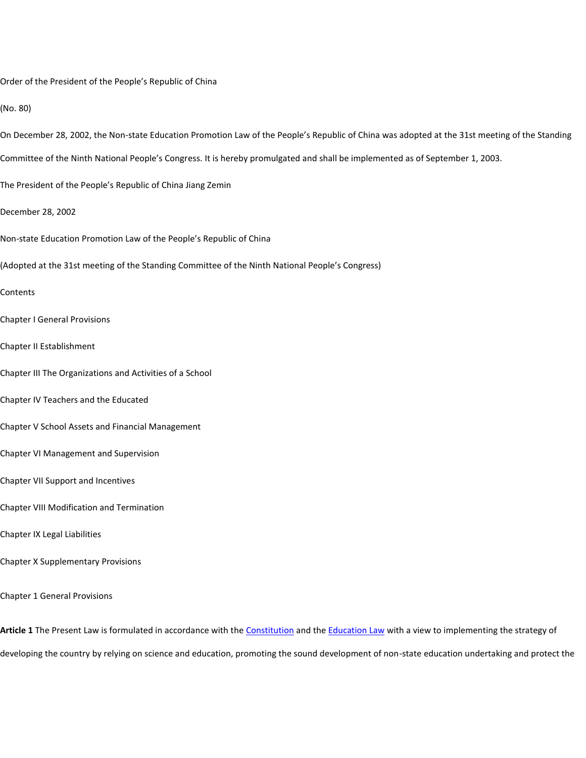Order of the President of the People's Republic of China

(No. 80)

On December 28, 2002, the Non-state Education Promotion Law of the People's Republic of China was adopted at the 31st meeting of the Standing Committee of the Ninth National People's Congress. It is hereby promulgated and shall be implemented as of September 1, 2003.

The President of the People's Republic of China Jiang Zemin

December 28, 2002

# Non-state Education Promotion Law of the People's Republic of China

(Adopted at the 31st meeting of the Standing Committee of the Ninth National People's Congress)

Contents

Chapter I General Provisions

Chapter II Establishment

Chapter III The Organizations and Activities of a School

Chapter IV Teachers and the Educated

Chapter V School Assets and Financial Management

Chapter VI Management and Supervision

Chapter VII Support and Incentives

Chapter VIII Modification and Termination

Chapter IX Legal Liabilities

Chapter X Supplementary Provisions

## Chapter 1 General Provisions

**Article 1** The Present Law is formulated in accordance with the Constitution and the Education Law with a view to implementing the strategy of developing the country by relying on science and education, promoting the sound development of non-state education undertaking and protect the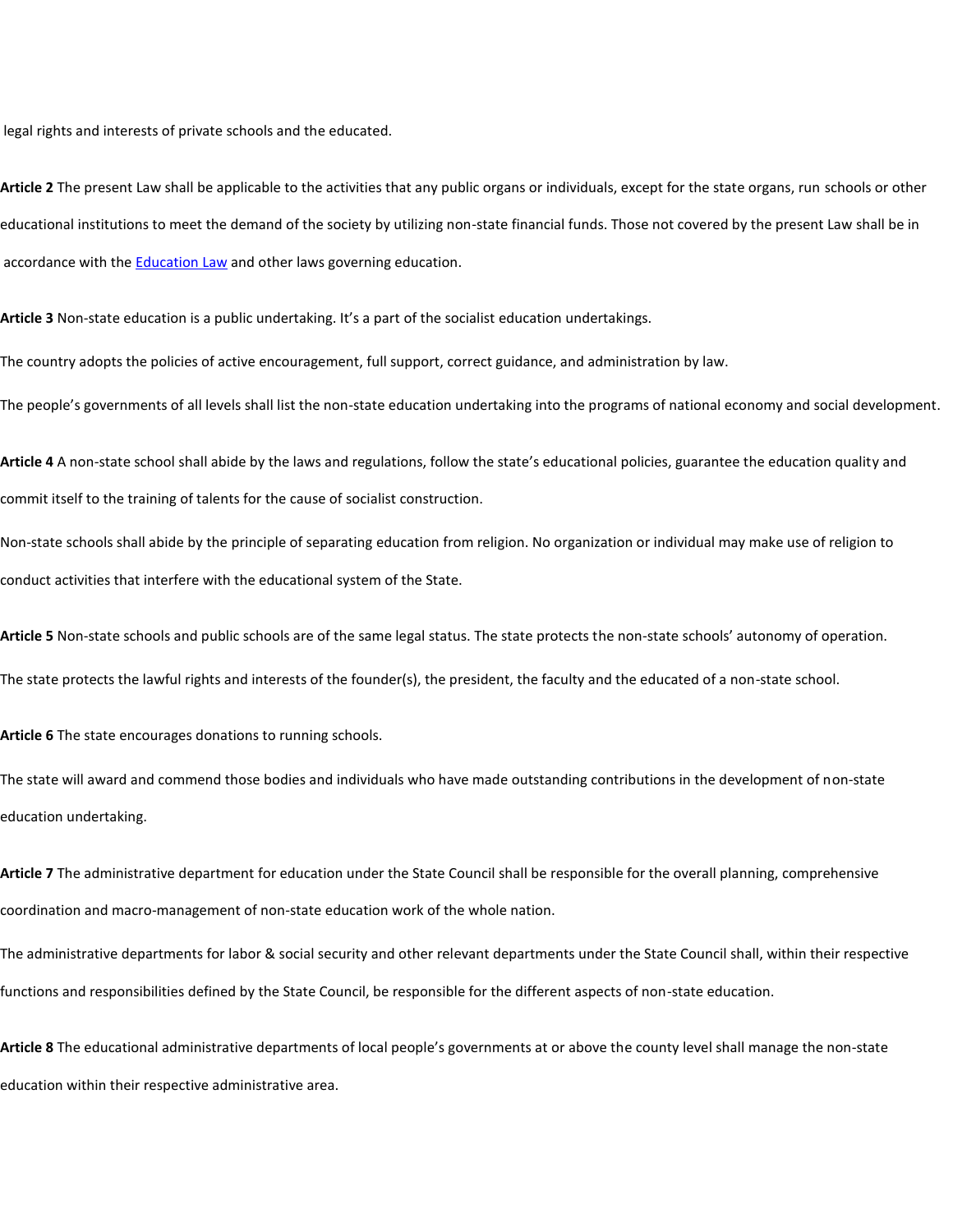legal rights and interests of private schools and the educated.

**Article 2** The present Law shall be applicable to the activities that any public organs or individuals, except for the state organs, run schools or other educational institutions to meet the demand of the society by utilizing non-state financial funds. Those not covered by the present Law shall be in accordance with the Education Law and other laws governing education.

**Article 3** Non-state education is a public undertaking. It's a part of the socialist education undertakings.

The country adopts the policies of active encouragement, full support, correct guidance, and administration by law.

The people's governments of all levels shall list the non-state education undertaking into the programs of national economy and social development.

**Article 4** A non-state school shall abide by the laws and regulations, follow the state's educational policies, guarantee the education quality and commit itself to the training of talents for the cause of socialist construction.

Non-state schools shall abide by the principle of separating education from religion. No organization or individual may make use of religion to conduct activities that interfere with the educational system of the State.

**Article 5** Non-state schools and public schools are of the same legal status. The state protects the non-state schools' autonomy of operation.

The state protects the lawful rights and interests of the founder(s), the president, the faculty and the educated of a non-state school.

**Article 6** The state encourages donations to running schools.

The state will award and commend those bodies and individuals who have made outstanding contributions in the development of non-state education undertaking.

**Article 7** The administrative department for education under the State Council shall be responsible for the overall planning, comprehensive coordination and macro-management of non-state education work of the whole nation.

The administrative departments for labor & social security and other relevant departments under the State Council shall, within their respective functions and responsibilities defined by the State Council, be responsible for the different aspects of non-state education.

**Article 8** The educational administrative departments of local people's governments at or above the county level shall manage the non-state education within their respective administrative area.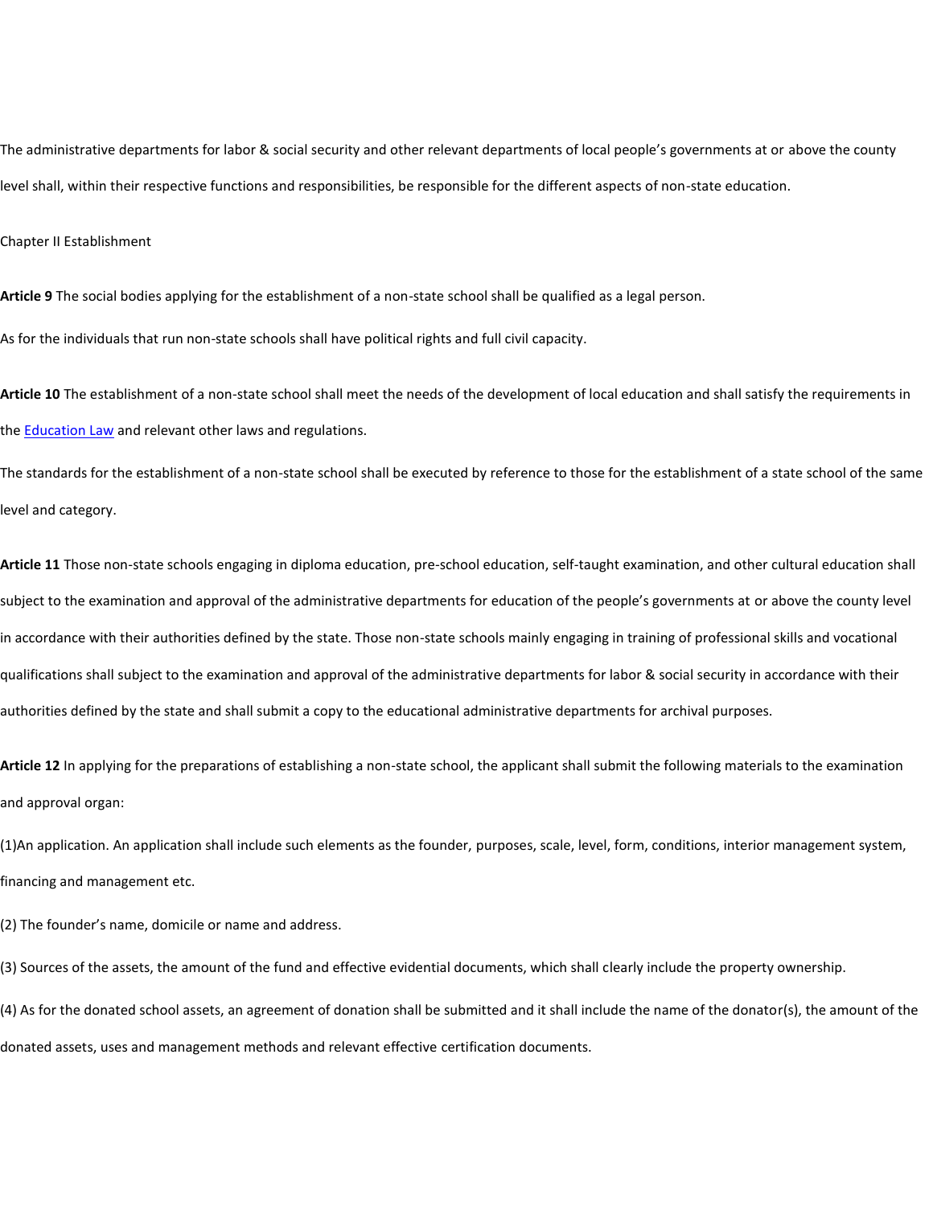The administrative departments for labor & social security and other relevant departments of local people's governments at or above the county level shall, within their respective functions and responsibilities, be responsible for the different aspects of non-state education.

## Chapter II Establishment

**Article 9** The social bodies applying for the establishment of a non-state school shall be qualified as a legal person.

As for the individuals that run non-state schools shall have political rights and full civil capacity.

**Article 10** The establishment of a non-state school shall meet the needs of the development of local education and shall satisfy the requirements in the Education Law and relevant other laws and regulations.

The standards for the establishment of a non-state school shall be executed by reference to those for the establishment of a state school of the same level and category.

**Article 11** Those non-state schools engaging in diploma education, pre-school education, self-taught examination, and other cultural education shall subject to the examination and approval of the administrative departments for education of the people's governments at or above the county level in accordance with their authorities defined by the state. Those non-state schools mainly engaging in training of professional skills and vocational qualifications shall subject to the examination and approval of the administrative departments for labor & social security in accordance with their authorities defined by the state and shall submit a copy to the educational administrative departments for archival purposes.

**Article 12** In applying for the preparations of establishing a non-state school, the applicant shall submit the following materials to the examination and approval organ:

(1)An application. An application shall include such elements as the founder, purposes, scale, level, form, conditions, interior management system, financing and management etc.

(2) The founder's name, domicile or name and address.

(3) Sources of the assets, the amount of the fund and effective evidential documents, which shall clearly include the property ownership.

(4) As for the donated school assets, an agreement of donation shall be submitted and it shall include the name of the donator(s), the amount of the donated assets, uses and management methods and relevant effective certification documents.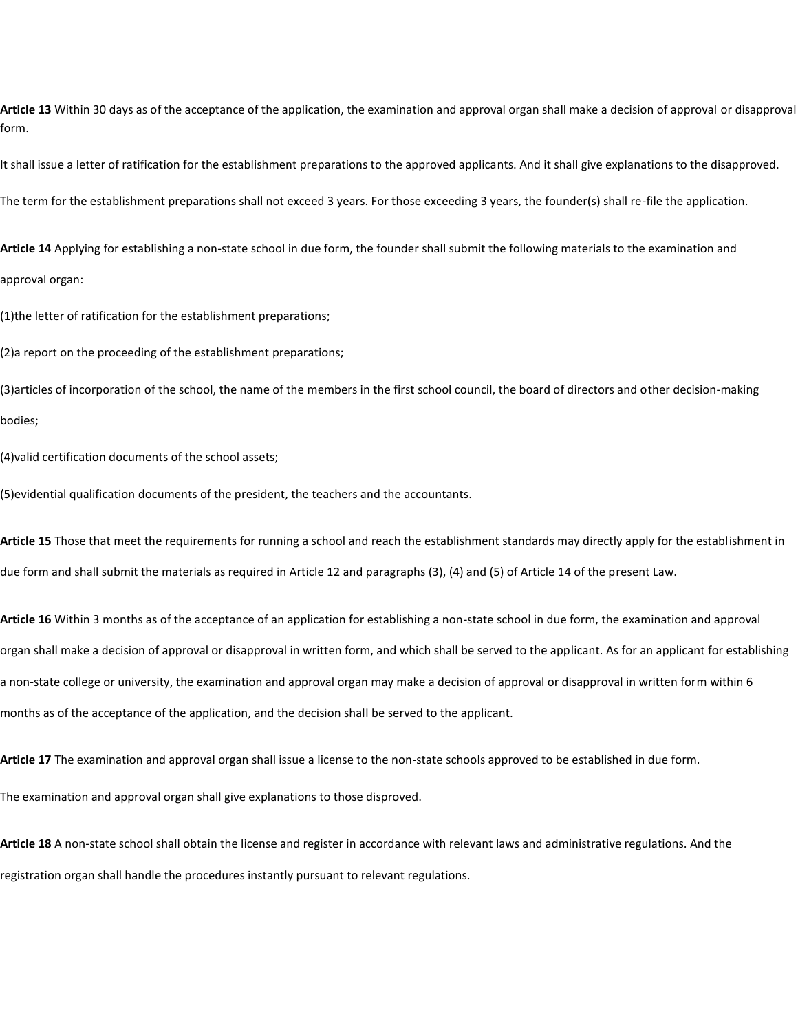**Article 13** Within 30 days as of the acceptance of the application, the examination and approval organ shall make a decision of approval or disapproval form.

It shall issue a letter of ratification for the establishment preparations to the approved applicants. And it shall give explanations to the disapproved.

The term for the establishment preparations shall not exceed 3 years. For those exceeding 3 years, the founder(s) shall re-file the application.

**Article 14** Applying for establishing a non-state school in due form, the founder shall submit the following materials to the examination and approval organ:

(1)the letter of ratification for the establishment preparations;

(2)a report on the proceeding of the establishment preparations;

(3)articles of incorporation of the school, the name of the members in the first school council, the board of directors and other decision-making bodies;

(4)valid certification documents of the school assets;

(5)evidential qualification documents of the president, the teachers and the accountants.

**Article 15** Those that meet the requirements for running a school and reach the establishment standards may directly apply for the establishment in due form and shall submit the materials as required in Article 12 and paragraphs (3), (4) and (5) of Article 14 of the present Law.

**Article 16** Within 3 months as of the acceptance of an application for establishing a non-state school in due form, the examination and approval organ shall make a decision of approval or disapproval in written form, and which shall be served to the applicant. As for an applicant for establishing a non-state college or university, the examination and approval organ may make a decision of approval or disapproval in written form within 6 months as of the acceptance of the application, and the decision shall be served to the applicant.

**Article 17** The examination and approval organ shall issue a license to the non-state schools approved to be established in due form.

The examination and approval organ shall give explanations to those disproved.

**Article 18** A non-state school shall obtain the license and register in accordance with relevant laws and administrative regulations. And the registration organ shall handle the procedures instantly pursuant to relevant regulations.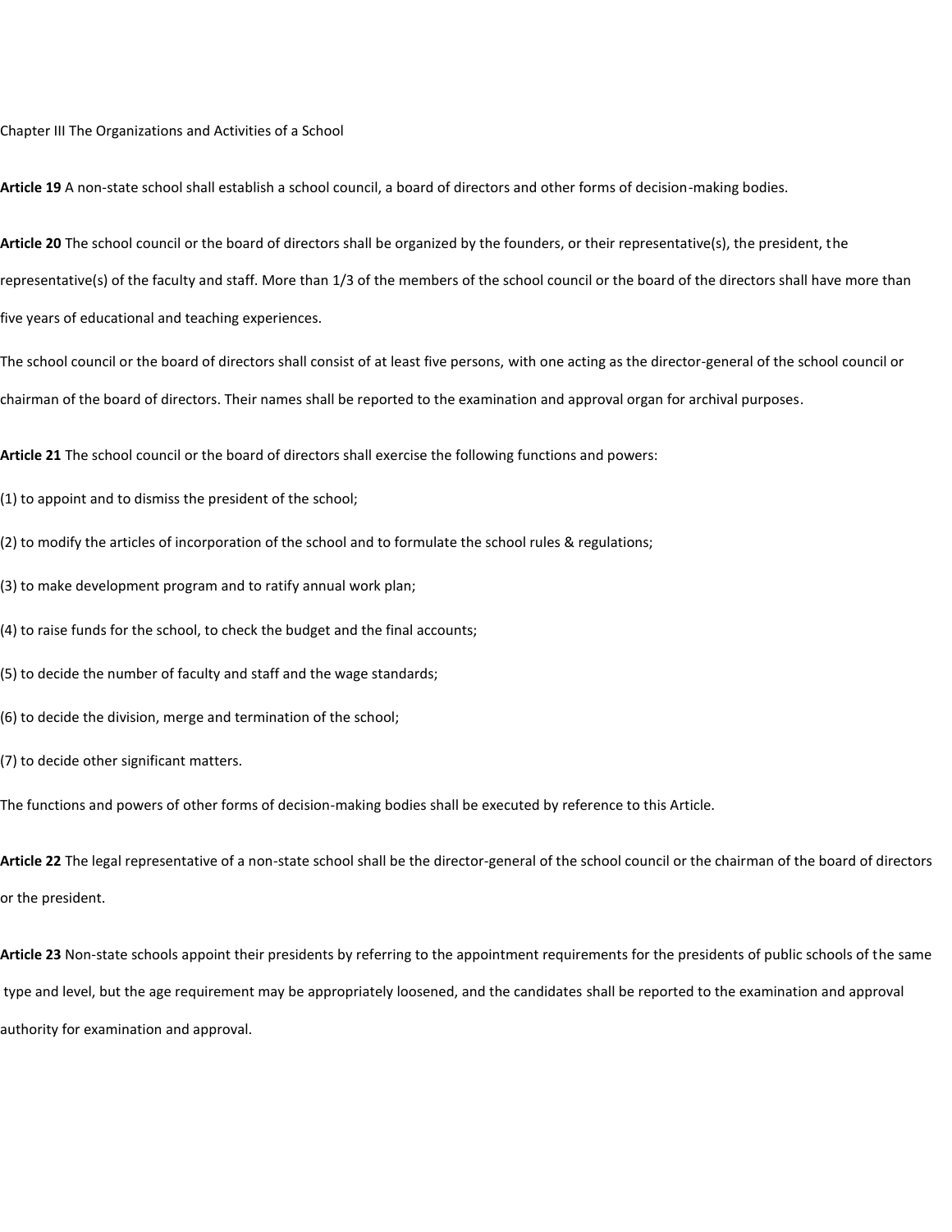## Chapter III The Organizations and Activities of a School

**Article 19** A non-state school shall establish a school council, a board of directors and other forms of decision-making bodies.

**Article 20** The school council or the board of directors shall be organized by the founders, or their representative(s), the president, the representative(s) of the faculty and staff. More than 1/3 of the members of the school council or the board of the directors shall have more than five years of educational and teaching experiences.

The school council or the board of directors shall consist of at least five persons, with one acting as the director-general of the school council or chairman of the board of directors. Their names shall be reported to the examination and approval organ for archival purposes.

**Article 21** The school council or the board of directors shall exercise the following functions and powers:

(1) to appoint and to dismiss the president of the school;

(2) to modify the articles of incorporation of the school and to formulate the school rules & regulations;

(3) to make development program and to ratify annual work plan;

(4) to raise funds for the school, to check the budget and the final accounts;

(5) to decide the number of faculty and staff and the wage standards;

(6) to decide the division, merge and termination of the school;

(7) to decide other significant matters.

The functions and powers of other forms of decision-making bodies shall be executed by reference to this Article.

**Article 22** The legal representative of a non-state school shall be the director-general of the school council or the chairman of the board of directors or the president.

**Article 23** Non-state schools appoint their presidents by referring to the appointment requirements for the presidents of public schools of the same type and level, but the age requirement may be appropriately loosened, and the candidates shall be reported to the examination and approval authority for examination and approval.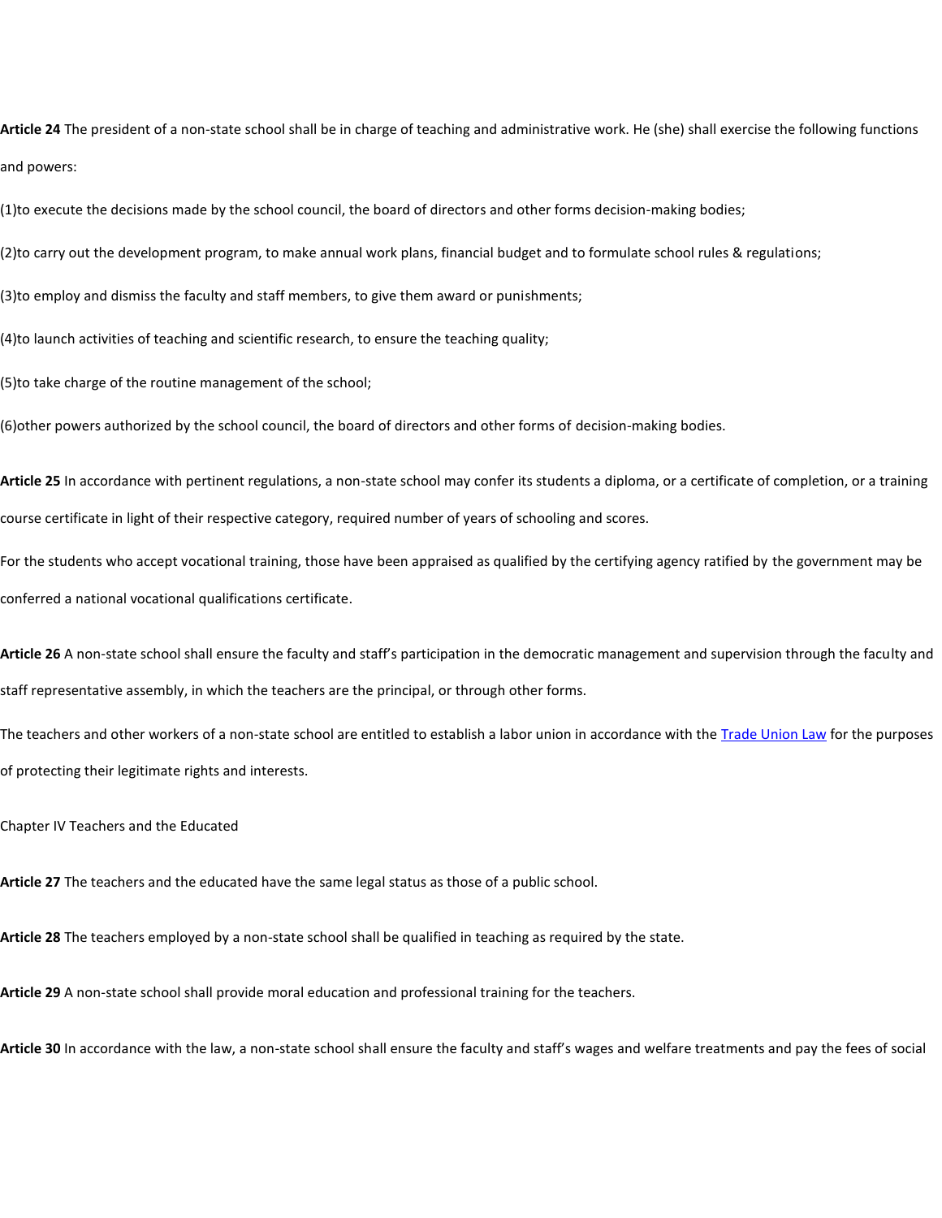**Article 24** The president of a non-state school shall be in charge of teaching and administrative work. He (she) shall exercise the following functions and powers:

(1)to execute the decisions made by the school council, the board of directors and other forms decision-making bodies;

(2)to carry out the development program, to make annual work plans, financial budget and to formulate school rules & regulations;

(3)to employ and dismiss the faculty and staff members, to give them award or punishments;

(4)to launch activities of teaching and scientific research, to ensure the teaching quality;

(5)to take charge of the routine management of the school;

(6)other powers authorized by the school council, the board of directors and other forms of decision-making bodies.

**Article 25** In accordance with pertinent regulations, a non-state school may confer its students a diploma, or a certificate of completion, or a training course certificate in light of their respective category, required number of years of schooling and scores.

For the students who accept vocational training, those have been appraised as qualified by the certifying agency ratified by the government may be conferred a national vocational qualifications certificate.

**Article 26** A non-state school shall ensure the faculty and staff's participation in the democratic management and supervision through the faculty and staff representative assembly, in which the teachers are the principal, or through other forms.

The teachers and other workers of a non-state school are entitled to establish a labor union in accordance with the Trade Union Law for the purposes of protecting their legitimate rights and interests.

## Chapter IV Teachers and the Educated

**Article 27** The teachers and the educated have the same legal status as those of a public school.

**Article 28** The teachers employed by a non-state school shall be qualified in teaching as required by the state.

**Article 29** A non-state school shall provide moral education and professional training for the teachers.

**Article 30** In accordance with the law, a non-state school shall ensure the faculty and staff's wages and welfare treatments and pay the fees of social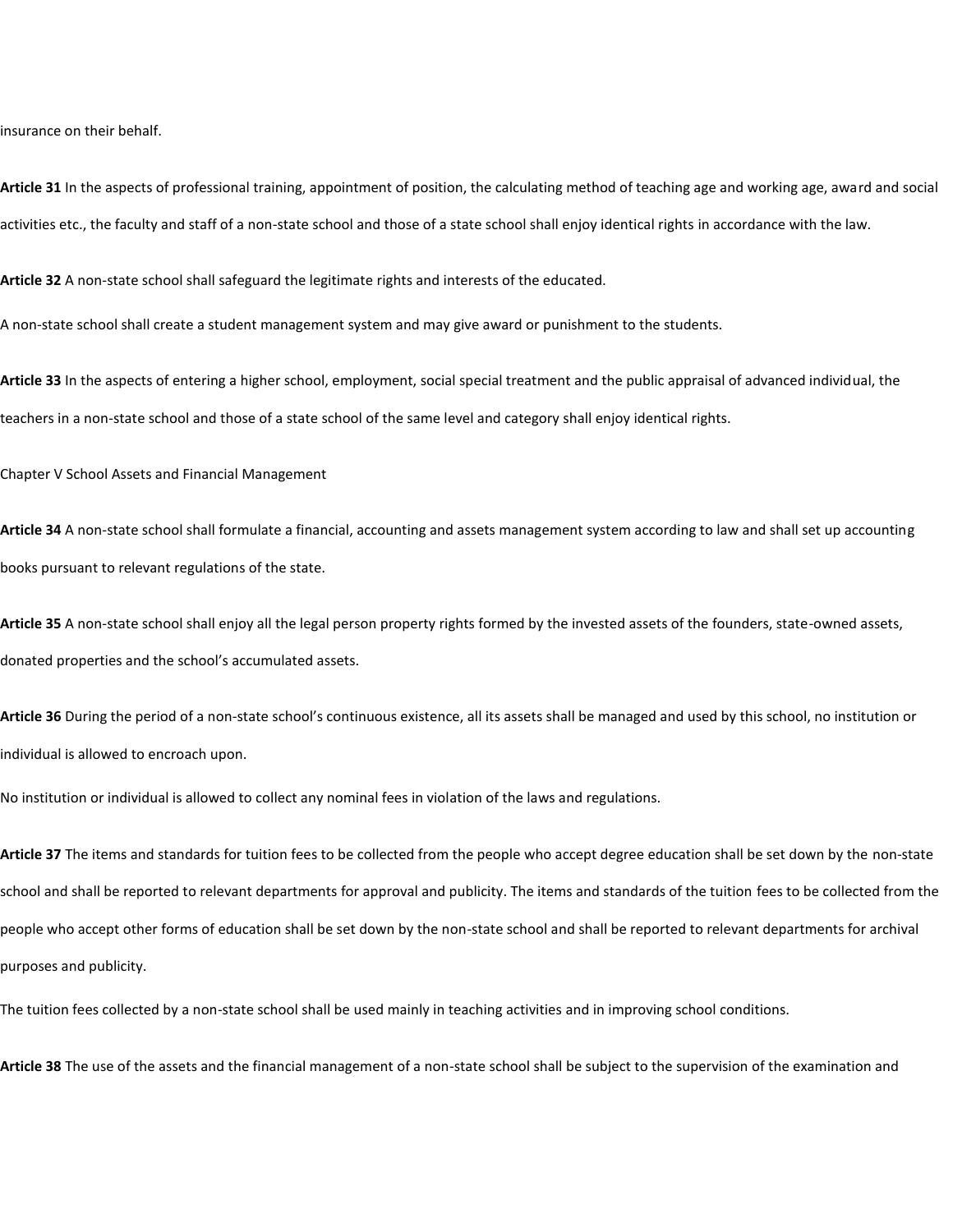insurance on their behalf.

**Article 31** In the aspects of professional training, appointment of position, the calculating method of teaching age and working age, award and social activities etc., the faculty and staff of a non-state school and those of a state school shall enjoy identical rights in accordance with the law.

**Article 32** A non-state school shall safeguard the legitimate rights and interests of the educated.

A non-state school shall create a student management system and may give award or punishment to the students.

**Article 33** In the aspects of entering a higher school, employment, social special treatment and the public appraisal of advanced individual, the teachers in a non-state school and those of a state school of the same level and category shall enjoy identical rights.

## Chapter V School Assets and Financial Management

**Article 34** A non-state school shall formulate a financial, accounting and assets management system according to law and shall set up accounting books pursuant to relevant regulations of the state.

**Article 35** A non-state school shall enjoy all the legal person property rights formed by the invested assets of the founders, state-owned assets, donated properties and the school's accumulated assets.

**Article 36** During the period of a non-state school's continuous existence, all its assets shall be managed and used by this school, no institution or individual is allowed to encroach upon.

No institution or individual is allowed to collect any nominal fees in violation of the laws and regulations.

**Article 37** The items and standards for tuition fees to be collected from the people who accept degree education shall be set down by the non-state school and shall be reported to relevant departments for approval and publicity. The items and standards of the tuition fees to be collected from the people who accept other forms of education shall be set down by the non-state school and shall be reported to relevant departments for archival purposes and publicity.

The tuition fees collected by a non-state school shall be used mainly in teaching activities and in improving school conditions.

**Article 38** The use of the assets and the financial management of a non-state school shall be subject to the supervision of the examination and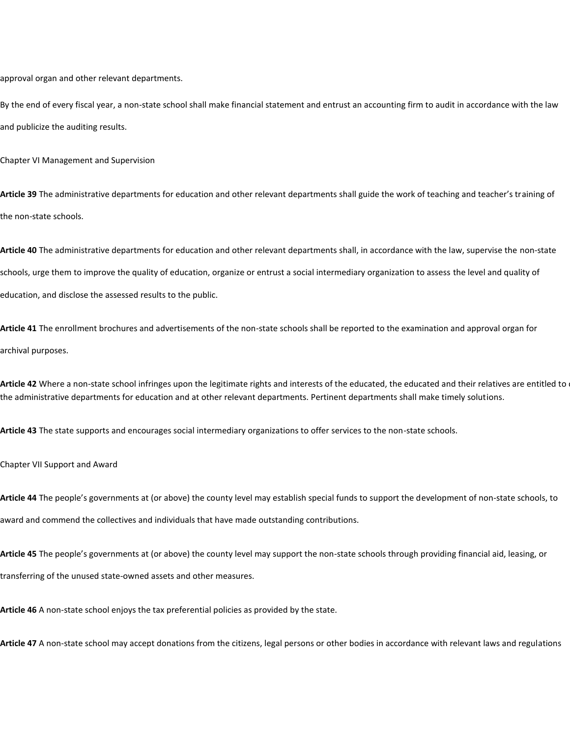approval organ and other relevant departments.

By the end of every fiscal year, a non-state school shall make financial statement and entrust an accounting firm to audit in accordance with the law and publicize the auditing results.

## Chapter VI Management and Supervision

**Article 39** The administrative departments for education and other relevant departments shall guide the work of teaching and teacher's training of the non-state schools.

**Article 40** The administrative departments for education and other relevant departments shall, in accordance with the law, supervise the non-state schools, urge them to improve the quality of education, organize or entrust a social intermediary organization to assess the level and quality of education, and disclose the assessed results to the public.

**Article 41** The enrollment brochures and advertisements of the non-state schools shall be reported to the examination and approval organ for archival purposes.

**Article 42** Where a non-state school infringes upon the legitimate rights and interests of the educated, the educated and their relatives are entitled to c the administrative departments for education and at other relevant departments. Pertinent departments shall make timely solutions.

**Article 43** The state supports and encourages social intermediary organizations to offer services to the non-state schools.

## Chapter VII Support and Award

**Article 44** The people's governments at (or above) the county level may establish special funds to support the development of non-state schools, to award and commend the collectives and individuals that have made outstanding contributions.

**Article 45** The people's governments at (or above) the county level may support the non-state schools through providing financial aid, leasing, or transferring of the unused state-owned assets and other measures.

**Article 46** A non-state school enjoys the tax preferential policies as provided by the state.

**Article 47** A non-state school may accept donations from the citizens, legal persons or other bodies in accordance with relevant laws and regulations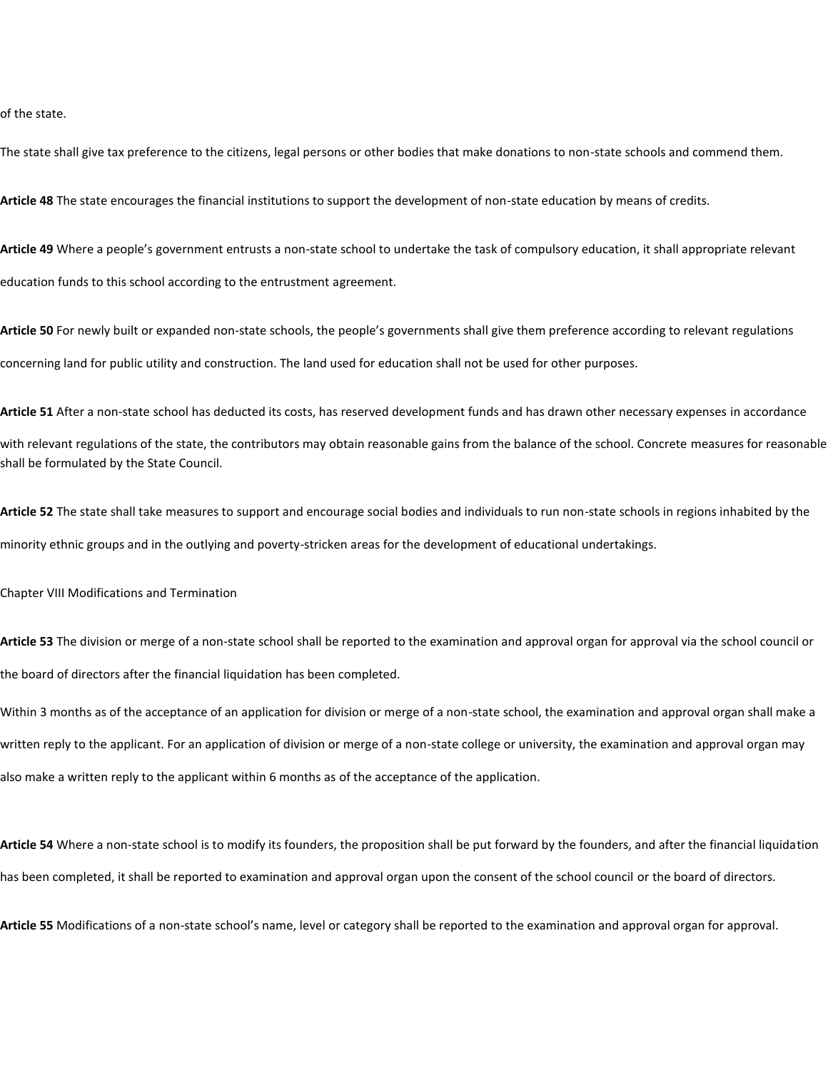of the state.

The state shall give tax preference to the citizens, legal persons or other bodies that make donations to non-state schools and commend them.

**Article 48** The state encourages the financial institutions to support the development of non-state education by means of credits.

**Article 49** Where a people's government entrusts a non-state school to undertake the task of compulsory education, it shall appropriate relevant education funds to this school according to the entrustment agreement.

**Article 50** For newly built or expanded non-state schools, the people's governments shall give them preference according to relevant regulations concerning land for public utility and construction. The land used for education shall not be used for other purposes.

**Article 51** After a non-state school has deducted its costs, has reserved development funds and has drawn other necessary expenses in accordance with relevant regulations of the state, the contributors may obtain reasonable gains from the balance of the school. Concrete measures for reasonable shall be formulated by the State Council.

**Article 52** The state shall take measures to support and encourage social bodies and individuals to run non-state schools in regions inhabited by the minority ethnic groups and in the outlying and poverty-stricken areas for the development of educational undertakings.

## Chapter VIII Modifications and Termination

**Article 53** The division or merge of a non-state school shall be reported to the examination and approval organ for approval via the school council or the board of directors after the financial liquidation has been completed.

Within 3 months as of the acceptance of an application for division or merge of a non-state school, the examination and approval organ shall make a written reply to the applicant. For an application of division or merge of a non-state college or university, the examination and approval organ may also make a written reply to the applicant within 6 months as of the acceptance of the application.

**Article 54** Where a non-state school is to modify its founders, the proposition shall be put forward by the founders, and after the financial liquidation has been completed, it shall be reported to examination and approval organ upon the consent of the school council or the board of directors.

**Article 55** Modifications of a non-state school's name, level or category shall be reported to the examination and approval organ for approval.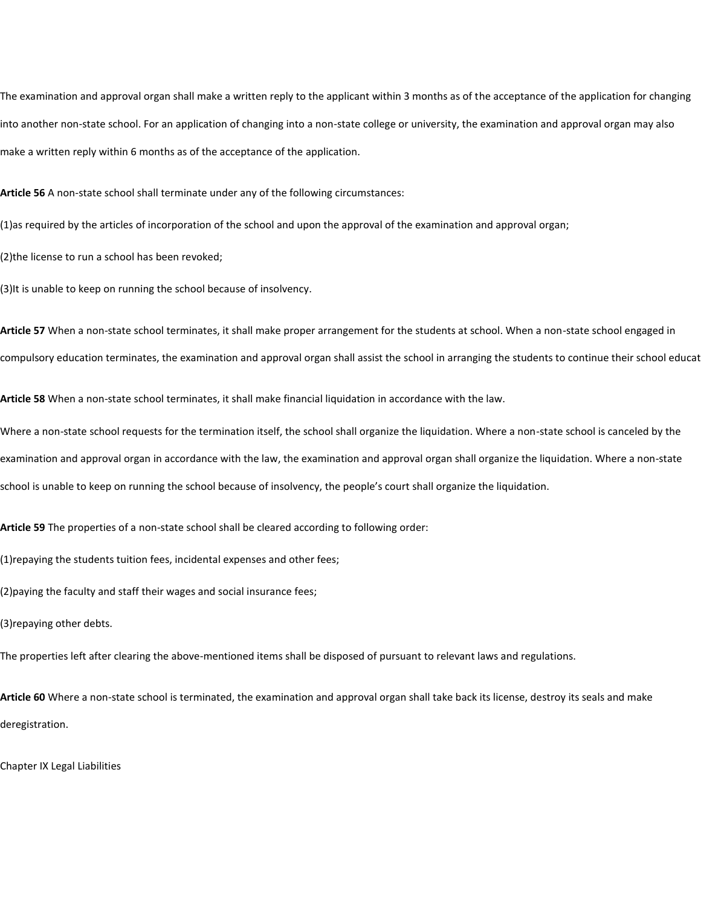The examination and approval organ shall make a written reply to the applicant within 3 months as of the acceptance of the application for changing into another non-state school. For an application of changing into a non-state college or university, the examination and approval organ may also make a written reply within 6 months as of the acceptance of the application.

**Article 56** A non-state school shall terminate under any of the following circumstances:

(1)as required by the articles of incorporation of the school and upon the approval of the examination and approval organ;

(2)the license to run a school has been revoked;

(3)It is unable to keep on running the school because of insolvency.

**Article 57** When a non-state school terminates, it shall make proper arrangement for the students at school. When a non-state school engaged in compulsory education terminates, the examination and approval organ shall assist the school in arranging the students to continue their school educat

**Article 58** When a non-state school terminates, it shall make financial liquidation in accordance with the law.

Where a non-state school requests for the termination itself, the school shall organize the liquidation. Where a non-state school is canceled by the examination and approval organ in accordance with the law, the examination and approval organ shall organize the liquidation. Where a non-state school is unable to keep on running the school because of insolvency, the people's court shall organize the liquidation.

**Article 59** The properties of a non-state school shall be cleared according to following order:

(1)repaying the students tuition fees, incidental expenses and other fees;

(2)paying the faculty and staff their wages and social insurance fees;

(3)repaying other debts.

The properties left after clearing the above-mentioned items shall be disposed of pursuant to relevant laws and regulations.

**Article 60** Where a non-state school is terminated, the examination and approval organ shall take back its license, destroy its seals and make deregistration.

## Chapter IX Legal Liabilities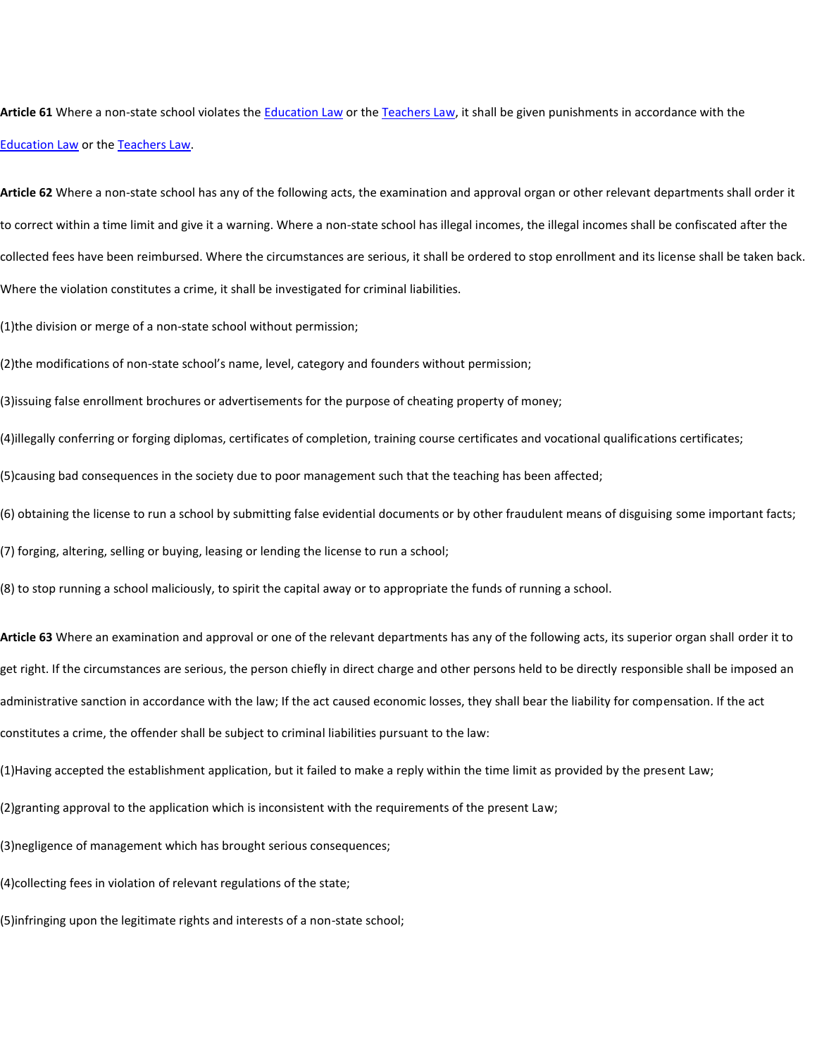**Article 61** Where a non-state school violates the Education Law or the Teachers Law, it shall be given punishments in accordance with the Education Law or the Teachers Law.

**Article 62** Where a non-state school has any of the following acts, the examination and approval organ or other relevant departments shall order it to correct within a time limit and give it a warning. Where a non-state school has illegal incomes, the illegal incomes shall be confiscated after the collected fees have been reimbursed. Where the circumstances are serious, it shall be ordered to stop enrollment and its license shall be taken back. Where the violation constitutes a crime, it shall be investigated for criminal liabilities.

(1)the division or merge of a non-state school without permission;

(2)the modifications of non-state school's name, level, category and founders without permission;

(3)issuing false enrollment brochures or advertisements for the purpose of cheating property of money;

(4)illegally conferring or forging diplomas, certificates of completion, training course certificates and vocational qualifications certificates;

(5)causing bad consequences in the society due to poor management such that the teaching has been affected;

(6) obtaining the license to run a school by submitting false evidential documents or by other fraudulent means of disguising some important facts;

(7) forging, altering, selling or buying, leasing or lending the license to run a school;

(8) to stop running a school maliciously, to spirit the capital away or to appropriate the funds of running a school.

**Article 63** Where an examination and approval or one of the relevant departments has any of the following acts, its superior organ shall order it to get right. If the circumstances are serious, the person chiefly in direct charge and other persons held to be directly responsible shall be imposed an administrative sanction in accordance with the law; If the act caused economic losses, they shall bear the liability for compensation. If the act constitutes a crime, the offender shall be subject to criminal liabilities pursuant to the law:

(1)Having accepted the establishment application, but it failed to make a reply within the time limit as provided by the present Law;

(2)granting approval to the application which is inconsistent with the requirements of the present Law;

(3)negligence of management which has brought serious consequences;

(4)collecting fees in violation of relevant regulations of the state;

(5)infringing upon the legitimate rights and interests of a non-state school;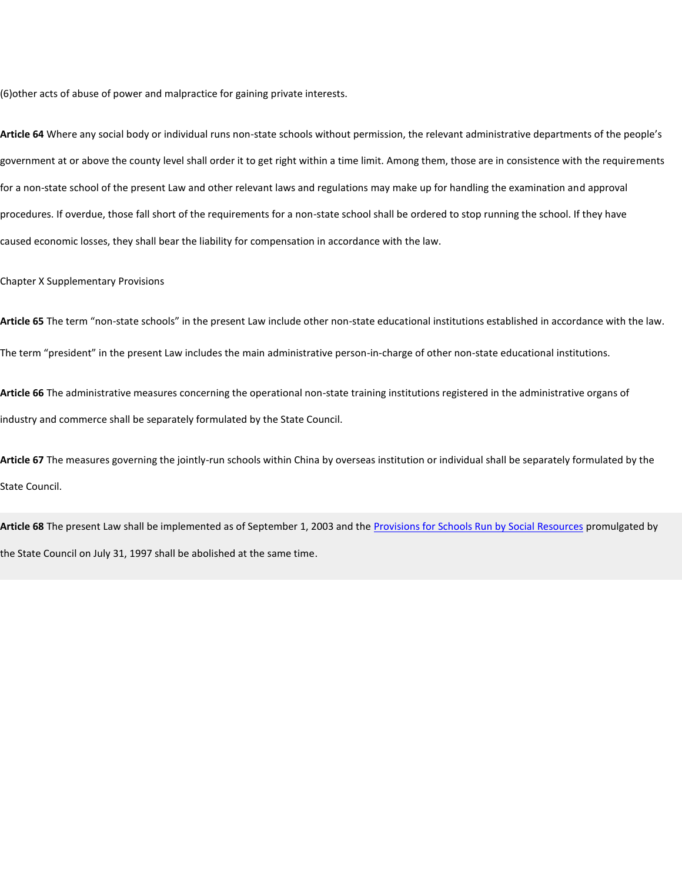(6)other acts of abuse of power and malpractice for gaining private interests.

**Article 64** Where any social body or individual runs non-state schools without permission, the relevant administrative departments of the people's government at or above the county level shall order it to get right within a time limit. Among them, those are in consistence with the requirements for a non-state school of the present Law and other relevant laws and regulations may make up for handling the examination and approval procedures. If overdue, those fall short of the requirements for a non-state school shall be ordered to stop running the school. If they have caused economic losses, they shall bear the liability for compensation in accordance with the law.

## Chapter X Supplementary Provisions

**Article 65** The term "non-state schools" in the present Law include other non-state educational institutions established in accordance with the law. The term "president" in the present Law includes the main administrative person-in-charge of other non-state educational institutions.

**Article 66** The administrative measures concerning the operational non-state training institutions registered in the administrative organs of industry and commerce shall be separately formulated by the State Council.

**Article 67** The measures governing the jointly-run schools within China by overseas institution or individual shall be separately formulated by the State Council.

**Article 68** The present Law shall be implemented as of September 1, 2003 and the Provisions for Schools Run by Social Resources promulgated by the State Council on July 31, 1997 shall be abolished at the same time.